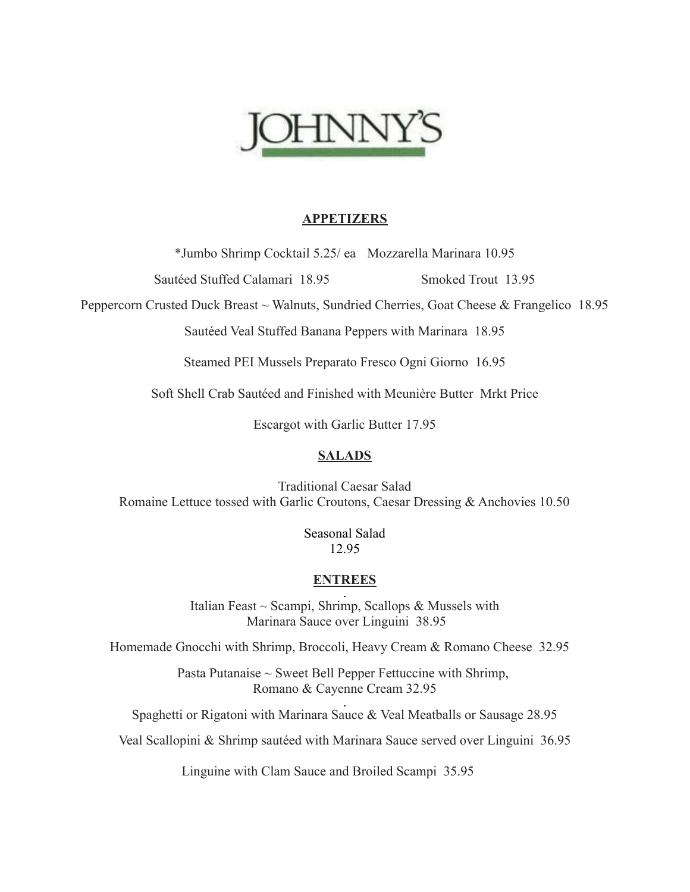# JOHNNY'S

## APPETIZERS

*Jumbo Shrimp Cocktail 5.25/ ea   Mozzarella Marinara 10.95

Sautéed Stuffed Calamari 18.95   Smoked Trout 13.95

Peppercorn Crusted Duck Breast ~ Walnuts, Sundried Cherries, Goat Cheese & Frangelico 18.95

Sautéed Veal Stuffed Banana Peppers with Marinara 18.95

Steamed PEI Mussels Preparato Fresco Ogni Giorno 16.95

Soft Shell Crab Sautéed and Finished with Meunière Butter Mrkt Price

Escargot with Garlic Butter 17.95

## SALADS

Traditional Caesar Salad
Romaine Lettuce tossed with Garlic Croutons, Caesar Dressing & Anchovies 10.50

Seasonal Salad
12.95

## ENTREES

Italian Feast ~ Scampi, Shrimp, Scallops & Mussels with
Marinara Sauce over Linguini 38.95

Homemade Gnocchi with Shrimp, Broccoli, Heavy Cream & Romano Cheese 32.95

Pasta Putanaise ~ Sweet Bell Pepper Fettuccine with Shrimp,
Romano & Cayenne Cream 32.95

Spaghetti or Rigatoni with Marinara Sauce & Veal Meatballs or Sausage 28.95

Veal Scallopini & Shrimp sautéed with Marinara Sauce served over Linguini 36.95

Linguine with Clam Sauce and Broiled Scampi 35.95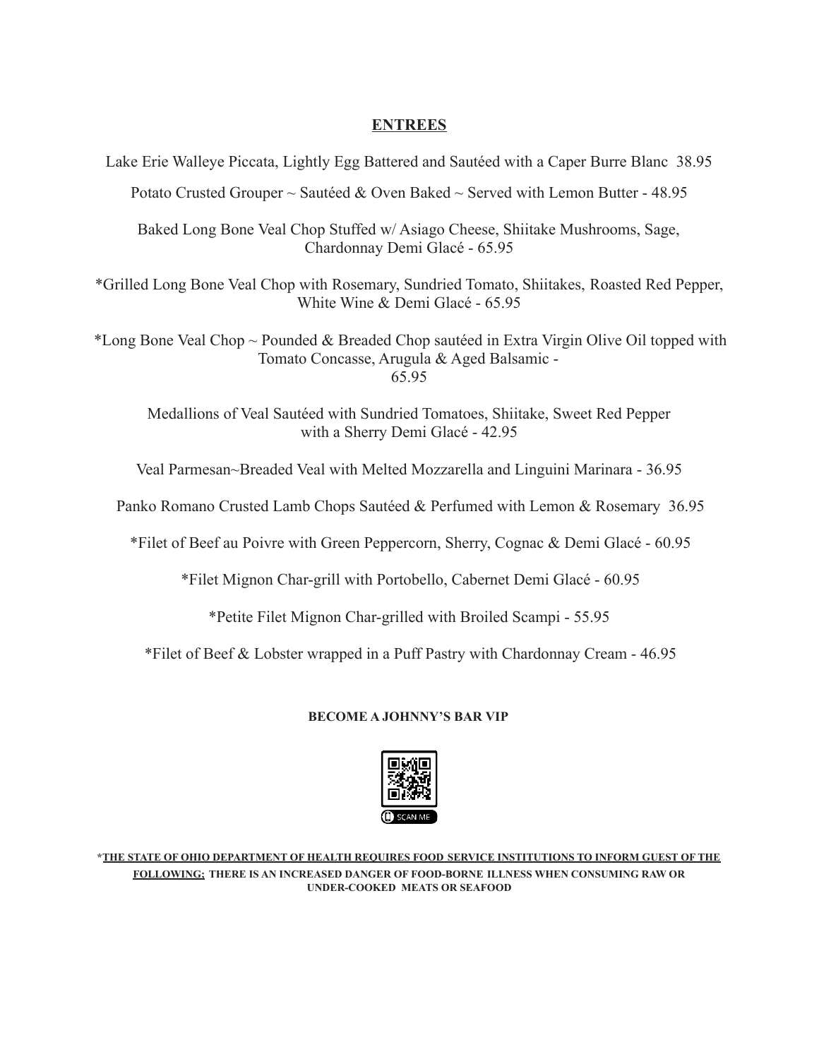## ENTREES

Lake Erie Walleye Piccata, Lightly Egg Battered and Sautéed with a Caper Burre Blanc 38.95

Potato Crusted Grouper ~ Sautéed & Oven Baked ~ Served with Lemon Butter - 48.95

Baked Long Bone Veal Chop Stuffed w/ Asiago Cheese, Shiitake Mushrooms, Sage, Chardonnay Demi Glacé - 65.95

*Grilled Long Bone Veal Chop with Rosemary, Sundried Tomato, Shiitakes, Roasted Red Pepper, White Wine & Demi Glacé - 65.95

*Long Bone Veal Chop ~ Pounded & Breaded Chop sautéed in Extra Virgin Olive Oil topped with Tomato Concasse, Arugula & Aged Balsamic - 65.95

Medallions of Veal Sautéed with Sundried Tomatoes, Shiitake, Sweet Red Pepper with a Sherry Demi Glacé - 42.95

Veal Parmesan~Breaded Veal with Melted Mozzarella and Linguini Marinara - 36.95

Panko Romano Crusted Lamb Chops Sautéed & Perfumed with Lemon & Rosemary 36.95

*Filet of Beef au Poivre with Green Peppercorn, Sherry, Cognac & Demi Glacé - 60.95

*Filet Mignon Char-grill with Portobello, Cabernet Demi Glacé - 60.95

*Petite Filet Mignon Char-grilled with Broiled Scampi - 55.95

*Filet of Beef & Lobster wrapped in a Puff Pastry with Chardonnay Cream - 46.95

**BECOME A JOHNNY'S BAR VIP**

SCAN ME

***THE STATE OF OHIO DEPARTMENT OF HEALTH REQUIRES FOOD SERVICE INSTITUTIONS TO INFORM GUEST OF THE FOLLOWING: THERE IS AN INCREASED DANGER OF FOOD-BORNE ILLNESS WHEN CONSUMING RAW OR UNDER-COOKED MEATS OR SEAFOOD**